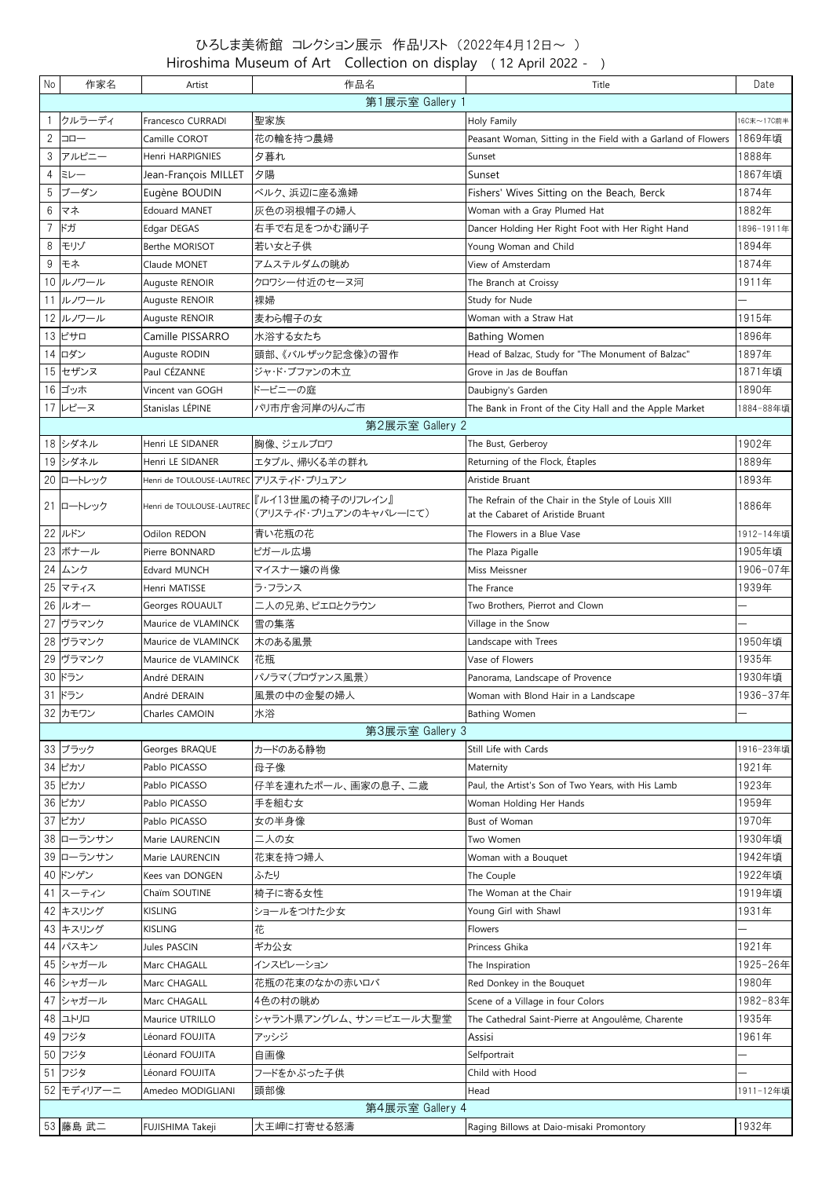# ひろしま美術館 コレクション展示 作品リスト（2022年4月12日～ ）

# Hiroshima Museum of Art Collection on display ( 12 April 2022 - )

| No | 作家名 | Artist | 作品名 | Title | Date |
|---|---|---|---|---|---|
| 第1展示室 Gallery 1 | | | | | |
| 1 | クルラーディ | Francesco CURRADI | 聖家族 | Holy Family | 16C末～17C前半 |
| 2 | コロー | Camille COROT | 花の輪を持つ農婦 | Peasant Woman, Sitting in the Field with a Garland of Flowers | 1869年頃 |
| 3 | アルピニー | Henri HARPIGNIES | 夕暮れ | Sunset | 1888年 |
| 4 | ミレー | Jean-François MILLET | 夕陽 | Sunset | 1867年頃 |
| 5 | ブーダン | Eugène BOUDIN | ベルク、浜辺に座る漁婦 | Fishers' Wives Sitting on the Beach, Berck | 1874年 |
| 6 | マネ | Edouard MANET | 灰色の羽根帽子の婦人 | Woman with a Gray Plumed Hat | 1882年 |
| 7 | ドガ | Edgar DEGAS | 右手で右足をつかむ踊り子 | Dancer Holding Her Right Foot with Her Right Hand | 1896-1911年 |
| 8 | モリゾ | Berthe MORISOT | 若い女と子供 | Young Woman and Child | 1894年 |
| 9 | モネ | Claude MONET | アムステルダムの眺め | View of Amsterdam | 1874年 |
| 10 | ルノワール | Auguste RENOIR | クロワシー付近のセーヌ河 | The Branch at Croissy | 1911年 |
| 11 | ルノワール | Auguste RENOIR | 裸婦 | Study for Nude | ― |
| 12 | ルノワール | Auguste RENOIR | 麦わら帽子の女 | Woman with a Straw Hat | 1915年 |
| 13 | ピサロ | Camille PISSARRO | 水浴する女たち | Bathing Women | 1896年 |
| 14 | ロダン | Auguste RODIN | 頭部、《バルザック記念像》の習作 | Head of Balzac, Study for "The Monument of Balzac" | 1897年 |
| 15 | セザンヌ | Paul CÉZANNE | ジャ・ド・ブファンの木立 | Grove in Jas de Bouffan | 1871年頃 |
| 16 | ゴッホ | Vincent van GOGH | ドービニーの庭 | Daubigny's Garden | 1890年 |
| 17 | レピーヌ | Stanislas LÉPINE | パリ市庁舎河岸のりんご市 | The Bank in Front of the City Hall and the Apple Market | 1884-88年頃 |
| 第2展示室 Gallery 2 | | | | | |
| 18 | シダネル | Henri LE SIDANER | 胸像、ジェルブロワ | The Bust, Gerberoy | 1902年 |
| 19 | シダネル | Henri LE SIDANER | エタプル、帰りくる羊の群れ | Returning of the Flock, Étaples | 1889年 |
| 20 | ロートレック | Henri de TOULOUSE-LAUTREC | アリスティド・ブリュアン | Aristide Bruant | 1893年 |
| 21 | ロートレック | Henri de TOULOUSE-LAUTREC | 『ルイ13世風の椅子のリフレイン』（アリスティド・ブリュアンのキャバレーにて） | The Refrain of the Chair in the Style of Louis XIII at the Cabaret of Aristide Bruant | 1886年 |
| 22 | ルドン | Odilon REDON | 青い花瓶の花 | The Flowers in a Blue Vase | 1912-14年頃 |
| 23 | ボナール | Pierre BONNARD | ピガール広場 | The Plaza Pigalle | 1905年頃 |
| 24 | ムンク | Edvard MUNCH | マイスナー嬢の肖像 | Miss Meissner | 1906-07年 |
| 25 | マティス | Henri MATISSE | ラ・フランス | The France | 1939年 |
| 26 | ルオー | Georges ROUAULT | 二人の兄弟、ピエロとクラウン | Two Brothers, Pierrot and Clown | ― |
| 27 | ヴラマンク | Maurice de VLAMINCK | 雪の集落 | Village in the Snow | ― |
| 28 | ヴラマンク | Maurice de VLAMINCK | 木のある風景 | Landscape with Trees | 1950年頃 |
| 29 | ヴラマンク | Maurice de VLAMINCK | 花瓶 | Vase of Flowers | 1935年 |
| 30 | ドラン | André DERAIN | パノラマ（プロヴァンス風景） | Panorama, Landscape of Provence | 1930年頃 |
| 31 | ドラン | André DERAIN | 風景の中の金髪の婦人 | Woman with Blond Hair in a Landscape | 1936-37年 |
| 32 | カモワン | Charles CAMOIN | 水浴 | Bathing Women | ― |
| 第3展示室 Gallery 3 | | | | | |
| 33 | ブラック | Georges BRAQUE | カードのある静物 | Still Life with Cards | 1916-23年頃 |
| 34 | ピカソ | Pablo PICASSO | 母子像 | Maternity | 1921年 |
| 35 | ピカソ | Pablo PICASSO | 仔羊を連れたポール、画家の息子、二歳 | Paul, the Artist's Son of Two Years, with His Lamb | 1923年 |
| 36 | ピカソ | Pablo PICASSO | 手を組む女 | Woman Holding Her Hands | 1959年 |
| 37 | ピカソ | Pablo PICASSO | 女の半身像 | Bust of Woman | 1970年 |
| 38 | ローランサン | Marie LAURENCIN | 二人の女 | Two Women | 1930年頃 |
| 39 | ローランサン | Marie LAURENCIN | 花束を持つ婦人 | Woman with a Bouquet | 1942年頃 |
| 40 | ドンゲン | Kees van DONGEN | ふたり | The Couple | 1922年頃 |
| 41 | スーティン | Chaïm SOUTINE | 椅子に寄る女性 | The Woman at the Chair | 1919年頃 |
| 42 | キスリング | KISLING | ショールをつけた少女 | Young Girl with Shawl | 1931年 |
| 43 | キスリング | KISLING | 花 | Flowers | ― |
| 44 | パスキン | Jules PASCIN | ギカ公女 | Princess Ghika | 1921年 |
| 45 | シャガール | Marc CHAGALL | インスピレーション | The Inspiration | 1925-26年 |
| 46 | シャガール | Marc CHAGALL | 花瓶の花束のなかの赤いロバ | Red Donkey in the Bouquet | 1980年 |
| 47 | シャガール | Marc CHAGALL | 4色の村の眺め | Scene of a Village in four Colors | 1982-83年 |
| 48 | ユトリロ | Maurice UTRILLO | シャラント県アングレム、サン＝ピエール大聖堂 | The Cathedral Saint-Pierre at Angoulême, Charente | 1935年 |
| 49 | フジタ | Léonard FOUJITA | アッシジ | Assisi | 1961年 |
| 50 | フジタ | Léonard FOUJITA | 自画像 | Selfportrait | ― |
| 51 | フジタ | Léonard FOUJITA | フードをかぶった子供 | Child with Hood | ― |
| 52 | モディリアーニ | Amedeo MODIGLIANI | 頭部像 | Head | 1911-12年頃 |
| 第4展示室 Gallery 4 | | | | | |
| 53 | 藤島 武二 | FUJISHIMA Takeji | 大王岬に打寄せる怒濤 | Raging Billows at Daio-misaki Promontory | 1932年 |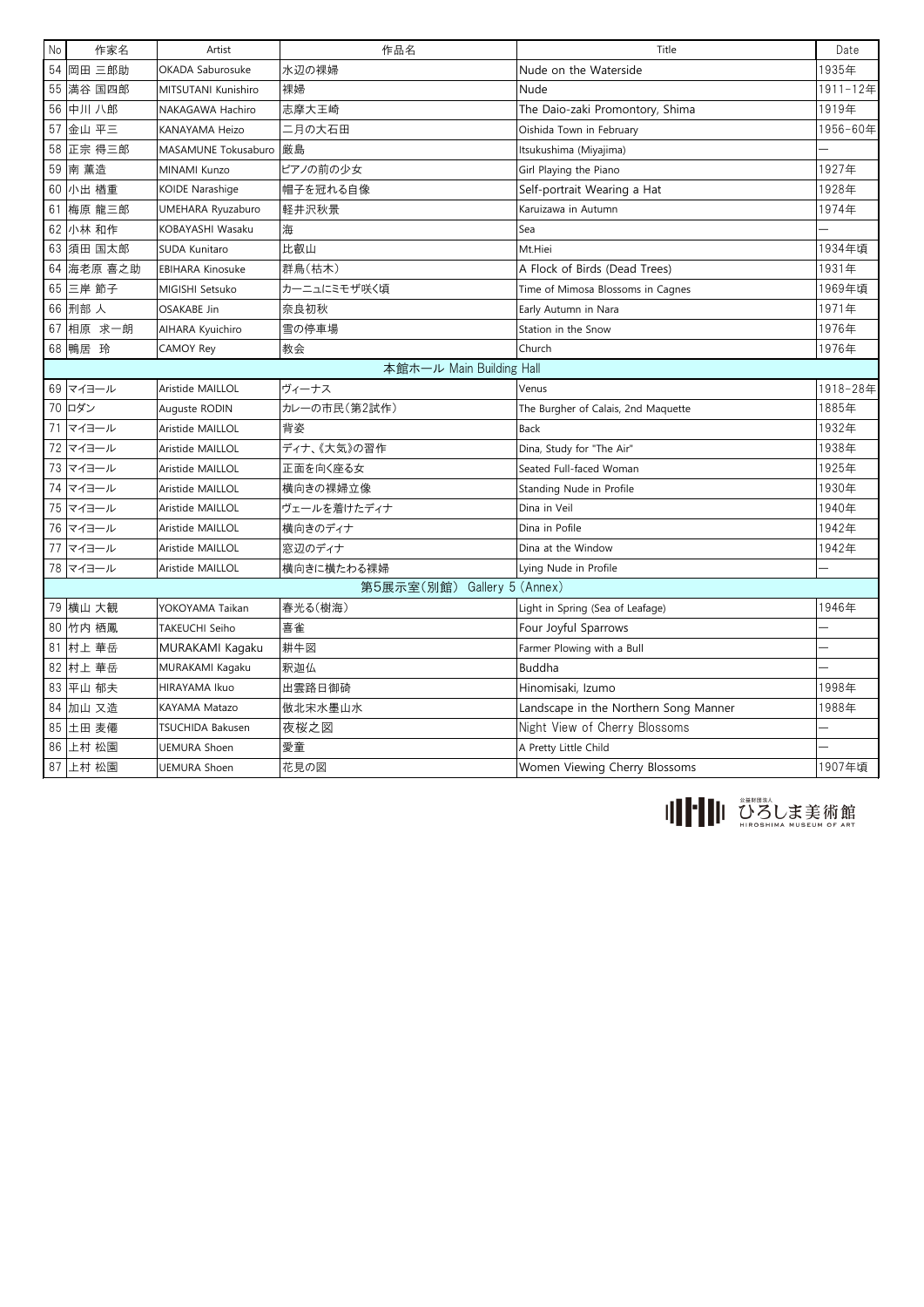| No | 作家名 | Artist | 作品名 | Title | Date |
|---|---|---|---|---|---|
| 54 | 岡田 三郎助 | OKADA Saburosuke | 水辺の裸婦 | Nude on the Waterside | 1935年 |
| 55 | 満谷 国四郎 | MITSUTANI Kunishiro | 裸婦 | Nude | 1911-12年 |
| 56 | 中川 八郎 | NAKAGAWA Hachiro | 志摩大王崎 | The Daio-zaki Promontory, Shima | 1919年 |
| 57 | 金山 平三 | KANAYAMA Heizo | 二月の大石田 | Oishida Town in February | 1956-60年 |
| 58 | 正宗 得三郎 | MASAMUNE Tokusaburo | 厳島 | Itsukushima (Miyajima) | ― |
| 59 | 南 薫造 | MINAMI Kunzo | ピアノの前の少女 | Girl Playing the Piano | 1927年 |
| 60 | 小出 楢重 | KOIDE Narashige | 帽子を冠れる自像 | Self-portrait Wearing a Hat | 1928年 |
| 61 | 梅原 龍三郎 | UMEHARA Ryuzaburo | 軽井沢秋景 | Karuizawa in Autumn | 1974年 |
| 62 | 小林 和作 | KOBAYASHI Wasaku | 海 | Sea | ― |
| 63 | 須田 国太郎 | SUDA Kunitaro | 比叡山 | Mt.Hiei | 1934年頃 |
| 64 | 海老原 喜之助 | EBIHARA Kinosuke | 群鳥(枯木) | A Flock of Birds (Dead Trees) | 1931年 |
| 65 | 三岸 節子 | MIGISHI Setsuko | カーニュにミモザ咲く頃 | Time of Mimosa Blossoms in Cagnes | 1969年頃 |
| 66 | 刑部 人 | OSAKABE Jin | 奈良初秋 | Early Autumn in Nara | 1971年 |
| 67 | 相原 求一朗 | AIHARA Kyuichiro | 雪の停車場 | Station in the Snow | 1976年 |
| 68 | 鴨居 玲 | CAMOY Rey | 教会 | Church | 1976年 |
| | | | 本館ホール Main Building Hall | | |
| 69 | マイヨール | Aristide MAILLOL | ヴィーナス | Venus | 1918-28年 |
| 70 | ロダン | Auguste RODIN | カレーの市民(第2試作) | The Burgher of Calais, 2nd Maquette | 1885年 |
| 71 | マイヨール | Aristide MAILLOL | 背姿 | Back | 1932年 |
| 72 | マイヨール | Aristide MAILLOL | ディナ、《大気》の習作 | Dina, Study for "The Air" | 1938年 |
| 73 | マイヨール | Aristide MAILLOL | 正面を向く座る女 | Seated Full-faced Woman | 1925年 |
| 74 | マイヨール | Aristide MAILLOL | 横向きの裸婦立像 | Standing Nude in Profile | 1930年 |
| 75 | マイヨール | Aristide MAILLOL | ヴェールを着けたディナ | Dina in Veil | 1940年 |
| 76 | マイヨール | Aristide MAILLOL | 横向きのディナ | Dina in Pofile | 1942年 |
| 77 | マイヨール | Aristide MAILLOL | 窓辺のディナ | Dina at the Window | 1942年 |
| 78 | マイヨール | Aristide MAILLOL | 横向きに横たわる裸婦 | Lying Nude in Profile | ― |
| | | | 第5展示室(別館) Gallery 5 (Annex) | | |
| 79 | 横山 大観 | YOKOYAMA Taikan | 春光る(樹海) | Light in Spring (Sea of Leafage) | 1946年 |
| 80 | 竹内 栖鳳 | TAKEUCHI Seiho | 喜雀 | Four Joyful Sparrows | ― |
| 81 | 村上 華岳 | MURAKAMI Kagaku | 耕牛図 | Farmer Plowing with a Bull | ― |
| 82 | 村上 華岳 | MURAKAMI Kagaku | 釈迦仏 | Buddha | ― |
| 83 | 平山 郁夫 | HIRAYAMA Ikuo | 出雲路日御碕 | Hinomisaki, Izumo | 1998年 |
| 84 | 加山 又造 | KAYAMA Matazo | 倣北宋水墨山水 | Landscape in the Northern Song Manner | 1988年 |
| 85 | 土田 麦僊 | TSUCHIDA Bakusen | 夜桜之図 | Night View of Cherry Blossoms | ― |
| 86 | 上村 松園 | UEMURA Shoen | 愛童 | A Pretty Little Child | ― |
| 87 | 上村 松園 | UEMURA Shoen | 花見の図 | Women Viewing Cherry Blossoms | 1907年頃 |

公益財団法人 ひろしま美術館 HIROSHIMA MUSEUM OF ART